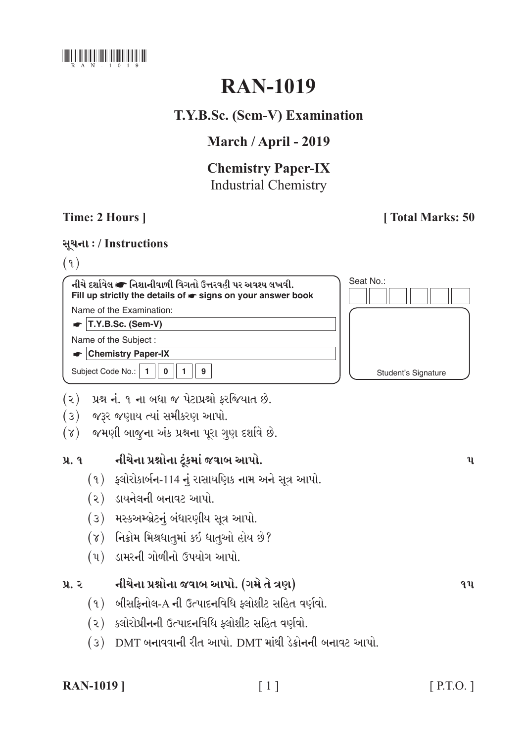# RAN-1019

## T.Y.B.Sc. (Sem-V) Examination

## March / April - 2019

## Chemistry Paper-IX

Industrial Chemistry

**Time: 2 Hours ]** **[ Total Marks: 50**

**સૂચના : / Instructions**

(૧)

| નીચે દર્શાવેલ ☛ નિશાનીવાળી વિગતો ઉત્તરવહી પર અવશ્ય લખવી. Fill up strictly the details of ☛ signs on your answer book | Seat No.: |
|---|---|
| Name of the Examination: ☛ T.Y.B.Sc. (Sem-V) | |
| Name of the Subject : ☛ Chemistry Paper-IX | |
| Subject Code No.: 1 0 1 9 | Student's Signature |

(૨) પ્રશ્ન નં. ૧ ના બધા જ પેટાપ્રશ્નો ફરજિયાત છે.

(૩) જરૂર જણાય ત્યાં સમીકરણ આપો.

(૪) જમણી બાજુના અંક પ્રશ્નના પૂરા ગુણ દર્શાવે છે.

**પ્ર. ૧ નીચેના પ્રશ્નોના ટૂંકમાં જવાબ આપો.** **૫**

(૧) ફ્લોરોકાર્બન-114 નું રાસાયણિક નામ અને સૂત્ર આપો.

(૨) ડાયનેલની બનાવટ આપો.

(૩) મસ્કઅમ્બ્રેટનું બંધારણીય સૂત્ર આપો.

(૪) નિક્રોમ મિશ્રધાતુમાં કઈ ધાતુઓ હોય છે?

(૫) ડામરની ગોળીનો ઉપયોગ આપો.

**પ્ર. ૨ નીચેના પ્રશ્નોના જવાબ આપો. (ગમે તે ત્રણ)** **૧૫**

(૧) બીસફિનોલ-A ની ઉત્પાદનવિધિ ફ્લોશીટ સહિત વર્ણવો.

(૨) ક્લોરોપ્રીનની ઉત્પાદનવિધિ ફ્લોશીટ સહિત વર્ણવો.

(૩) DMT બનાવવાની રીત આપો. DMT માંથી ડેક્રોનની બનાવટ આપો.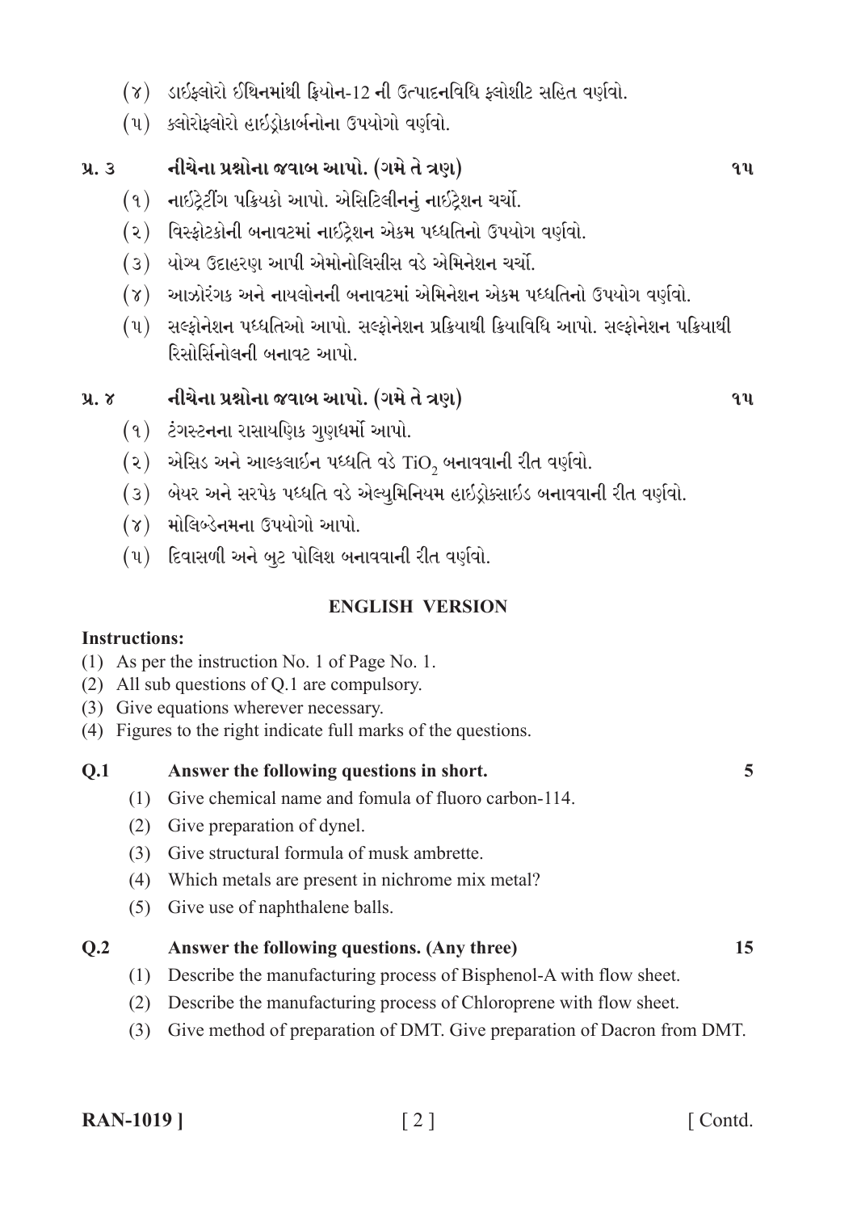(૪) ડાઇફ્લોરો ઈથિનમાંથી ફ્રિયોન-12 ની ઉત્પાદનવિધિ ફ્લોશીટ સહિત વર્ણવો.

(૫) ક્લોરોફ્લોરો હાઇડ્રોકાર્બનોના ઉપયોગો વર્ણવો.

**પ્ર. ૩ નીચેના પ્રશ્નોના જવાબ આપો. (ગમે તે ત્રણ) ૧૫**

(૧) નાઈટ્રેટીંગ પક્રિયકો આપો. એસિટિલીનનું નાઈટ્રેશન ચર્ચો.

(૨) વિસ્ફોટકોની બનાવટમાં નાઈટ્રેશન એકમ પધ્ધતિનો ઉપયોગ વર્ણવો.

(૩) યોગ્ય ઉદાહરણ આપી એમોનોલિસીસ વડે એમિનેશન ચર્ચો.

(૪) આઝોરંગક અને નાયલોનની બનાવટમાં એમિનેશન એકમ પધ્ધતિનો ઉપયોગ વર્ણવો.

(૫) સલ્ફોનેશન પધ્ધતિઓ આપો. સલ્ફોનેશન પ્રક્રિયાથી ક્રિયાવિધિ આપો. સલ્ફોનેશન પક્રિયાથી રિસોર્સિનોલની બનાવટ આપો.

**પ્ર. ૪ નીચેના પ્રશ્નોના જવાબ આપો. (ગમે તે ત્રણ) ૧૫**

(૧) ટંગસ્ટનના રાસાયણિક ગુણધર્મો આપો.

(૨) એસિડ અને આલ્કલાઈન પધ્ધતિ વડે $TiO_2$ બનાવવાની રીત વર્ણવો.

(૩) બેયર અને સરપેક પધ્ધતિ વડે એલ્યુમિનિયમ હાઇડ્રોક્સાઇડ બનાવવાની રીત વર્ણવો.

(૪) મોલિબ્ડેનમના ઉપયોગો આપો.

(૫) દિવાસળી અને બુટ પોલિશ બનાવવાની રીત વર્ણવો.

## ENGLISH VERSION

**Instructions:**

(1) As per the instruction No. 1 of Page No. 1.
(2) All sub questions of Q.1 are compulsory.
(3) Give equations wherever necessary.
(4) Figures to the right indicate full marks of the questions.

**Q.1 Answer the following questions in short. 5**

(1) Give chemical name and fomula of fluoro carbon-114.
(2) Give preparation of dynel.
(3) Give structural formula of musk ambrette.
(4) Which metals are present in nichrome mix metal?
(5) Give use of naphthalene balls.

**Q.2 Answer the following questions. (Any three) 15**

(1) Describe the manufacturing process of Bisphenol-A with flow sheet.
(2) Describe the manufacturing process of Chloroprene with flow sheet.
(3) Give method of preparation of DMT. Give preparation of Dacron from DMT.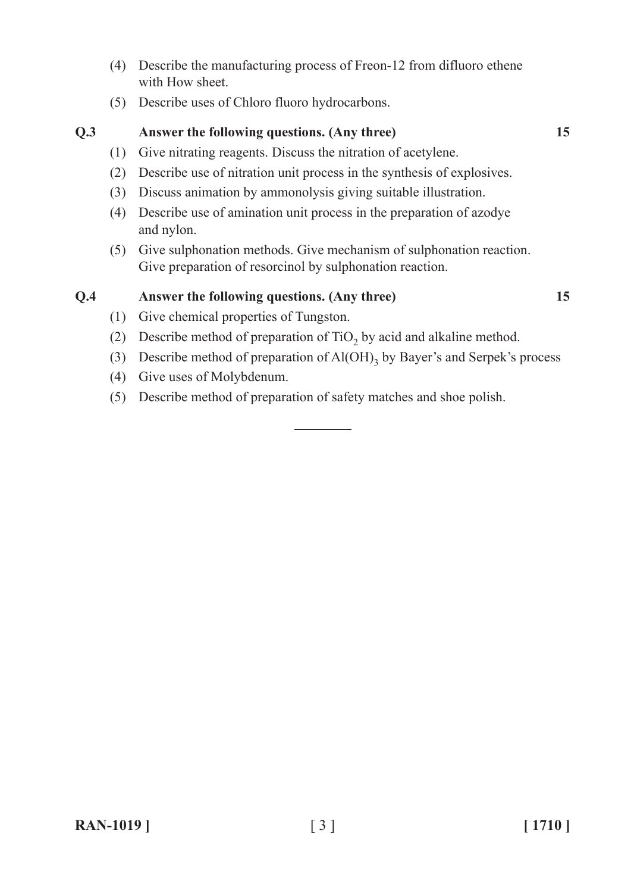(4) Describe the manufacturing process of Freon-12 from difluoro ethene with How sheet.

(5) Describe uses of Chloro fluoro hydrocarbons.

**Q.3 Answer the following questions. (Any three) 15**

(1) Give nitrating reagents. Discuss the nitration of acetylene.

(2) Describe use of nitration unit process in the synthesis of explosives.

(3) Discuss animation by ammonolysis giving suitable illustration.

(4) Describe use of amination unit process in the preparation of azodye and nylon.

(5) Give sulphonation methods. Give mechanism of sulphonation reaction. Give preparation of resorcinol by sulphonation reaction.

**Q.4 Answer the following questions. (Any three) 15**

(1) Give chemical properties of Tungston.

(2) Describe method of preparation of $TiO_2$ by acid and alkaline method.

(3) Describe method of preparation of $Al(OH)_3$ by Bayer's and Serpek's process

(4) Give uses of Molybdenum.

(5) Describe method of preparation of safety matches and shoe polish.

---

RAN-1019 ] [ 1710 ]